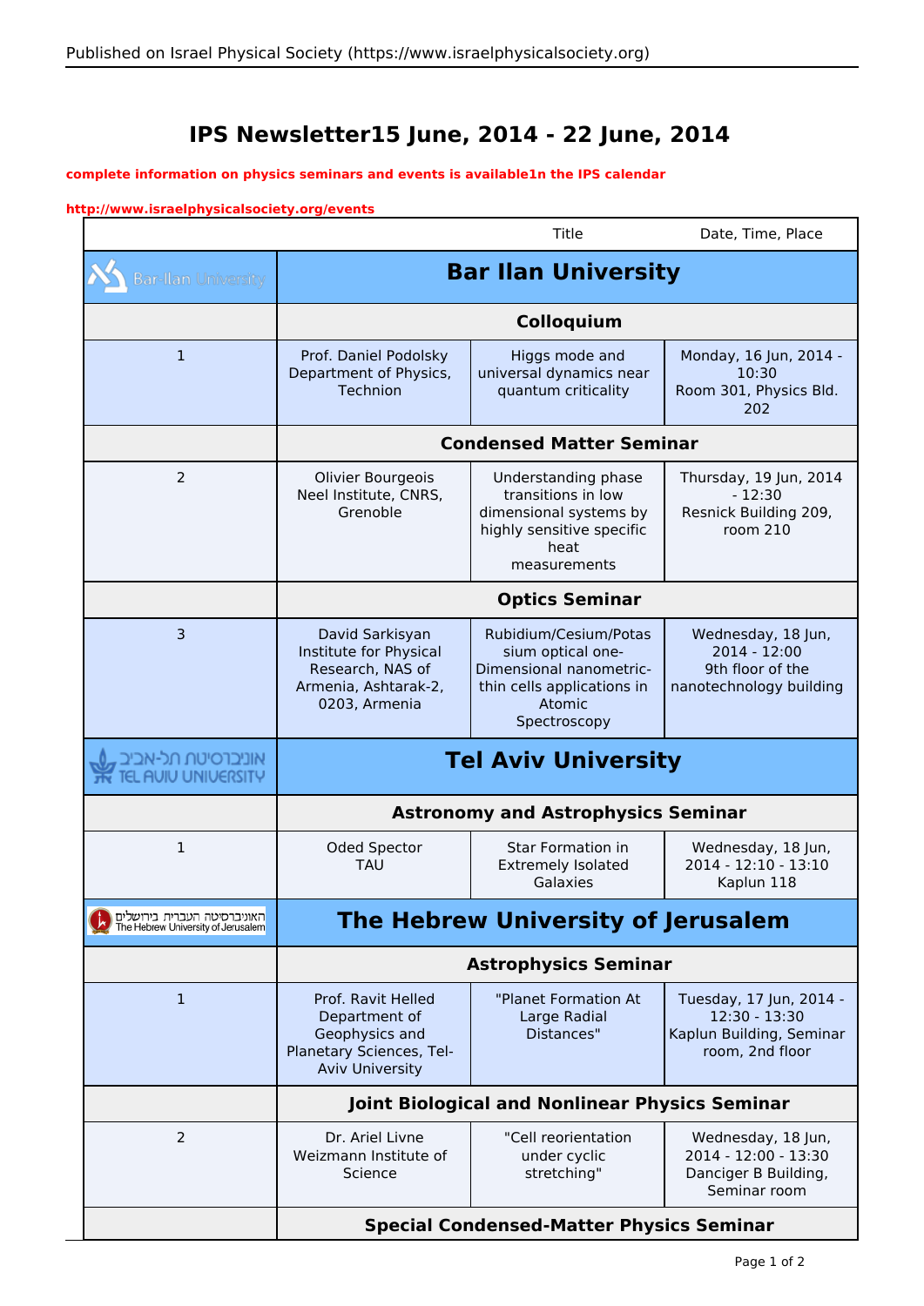# IPS Newsletter15 June, 2014 - 22 June, 2014

**complete information on physics seminars and events is available1n the IPS calendar**

**http://www.israelphysicalsociety.org/events**

| | | Title | Date, Time, Place |
|---|---|---|---|
| Bar-Ilan University | **Bar Ilan University** | | |
| | **Colloquium** | | |
| 1 | Prof. Daniel Podolsky Department of Physics, Technion | Higgs mode and universal dynamics near quantum criticality | Monday, 16 Jun, 2014 - 10:30 Room 301, Physics Bld. 202 |
| | **Condensed Matter Seminar** | | |
| 2 | Olivier Bourgeois Neel Institute, CNRS, Grenoble | Understanding phase transitions in low dimensional systems by highly sensitive specific heat measurements | Thursday, 19 Jun, 2014 - 12:30 Resnick Building 209, room 210 |
| | **Optics Seminar** | | |
| 3 | David Sarkisyan Institute for Physical Research, NAS of Armenia, Ashtarak-2, 0203, Armenia | Rubidium/Cesium/Potassium optical one-Dimensional nanometric-thin cells applications in Atomic Spectroscopy | Wednesday, 18 Jun, 2014 - 12:00 9th floor of the nanotechnology building |
| אוניברסיטת תל-אביב TEL AVIV UNIVERSITY | **Tel Aviv University** | | |
| | **Astronomy and Astrophysics Seminar** | | |
| 1 | Oded Spector TAU | Star Formation in Extremely Isolated Galaxies | Wednesday, 18 Jun, 2014 - 12:10 - 13:10 Kaplun 118 |
| האוניברסיטה העברית בירושלים The Hebrew University of Jerusalem | **The Hebrew University of Jerusalem** | | |
| | **Astrophysics Seminar** | | |
| 1 | Prof. Ravit Helled Department of Geophysics and Planetary Sciences, Tel-Aviv University | "Planet Formation At Large Radial Distances" | Tuesday, 17 Jun, 2014 - 12:30 - 13:30 Kaplun Building, Seminar room, 2nd floor |
| | **Joint Biological and Nonlinear Physics Seminar** | | |
| 2 | Dr. Ariel Livne Weizmann Institute of Science | "Cell reorientation under cyclic stretching" | Wednesday, 18 Jun, 2014 - 12:00 - 13:30 Danciger B Building, Seminar room |
| | **Special Condensed-Matter Physics Seminar** | | |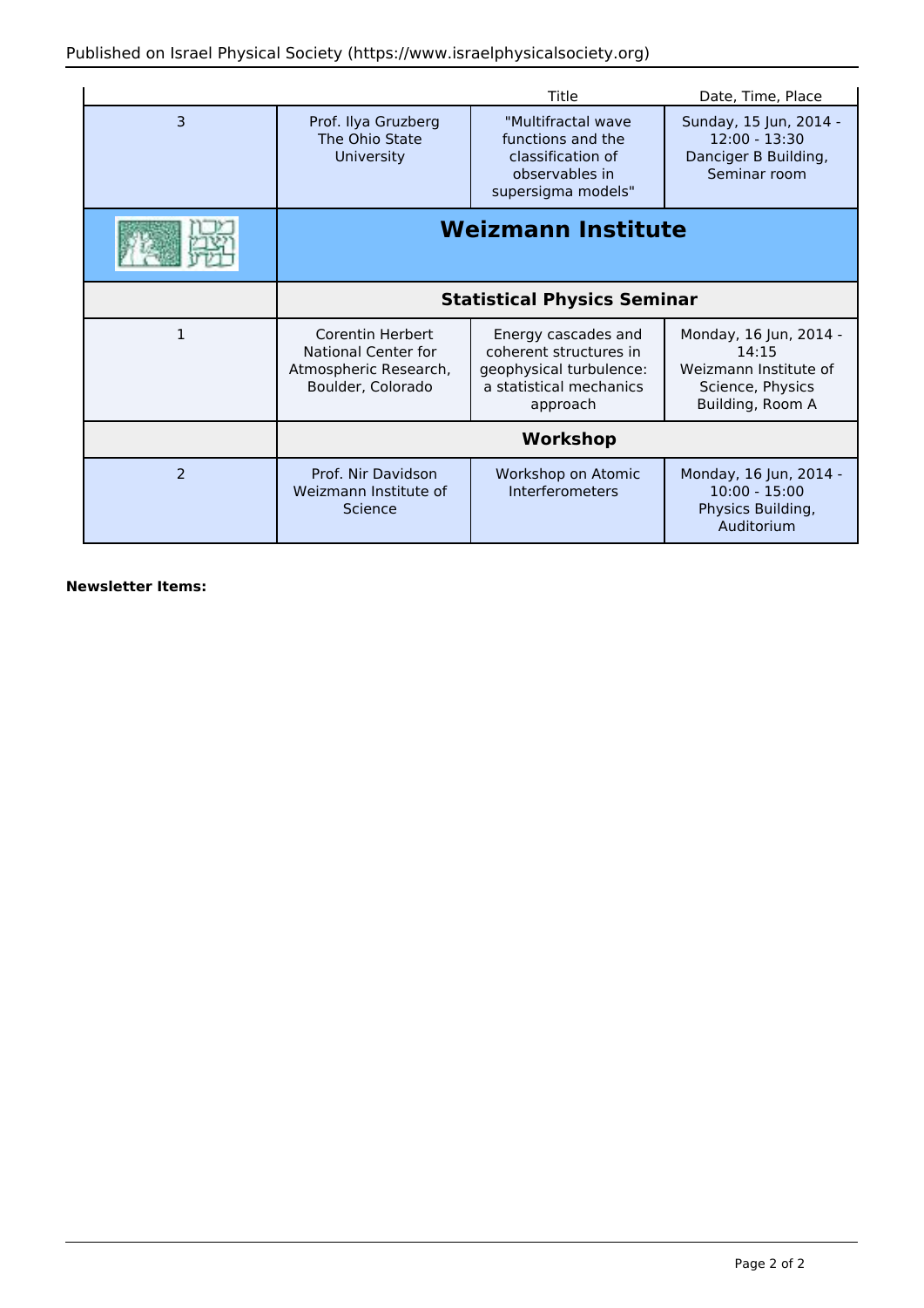| | | Title | Date, Time, Place |
|---|---|---|---|
| 3 | Prof. Ilya Gruzberg The Ohio State University | "Multifractal wave functions and the classification of observables in supersigma models" | Sunday, 15 Jun, 2014 - 12:00 - 13:30 Danciger B Building, Seminar room |
| | **Weizmann Institute** | | |
| | **Statistical Physics Seminar** | | |
| 1 | Corentin Herbert National Center for Atmospheric Research, Boulder, Colorado | Energy cascades and coherent structures in geophysical turbulence: a statistical mechanics approach | Monday, 16 Jun, 2014 - 14:15 Weizmann Institute of Science, Physics Building, Room A |
| | **Workshop** | | |
| 2 | Prof. Nir Davidson Weizmann Institute of Science | Workshop on Atomic Interferometers | Monday, 16 Jun, 2014 - 10:00 - 15:00 Physics Building, Auditorium |

**Newsletter Items:**